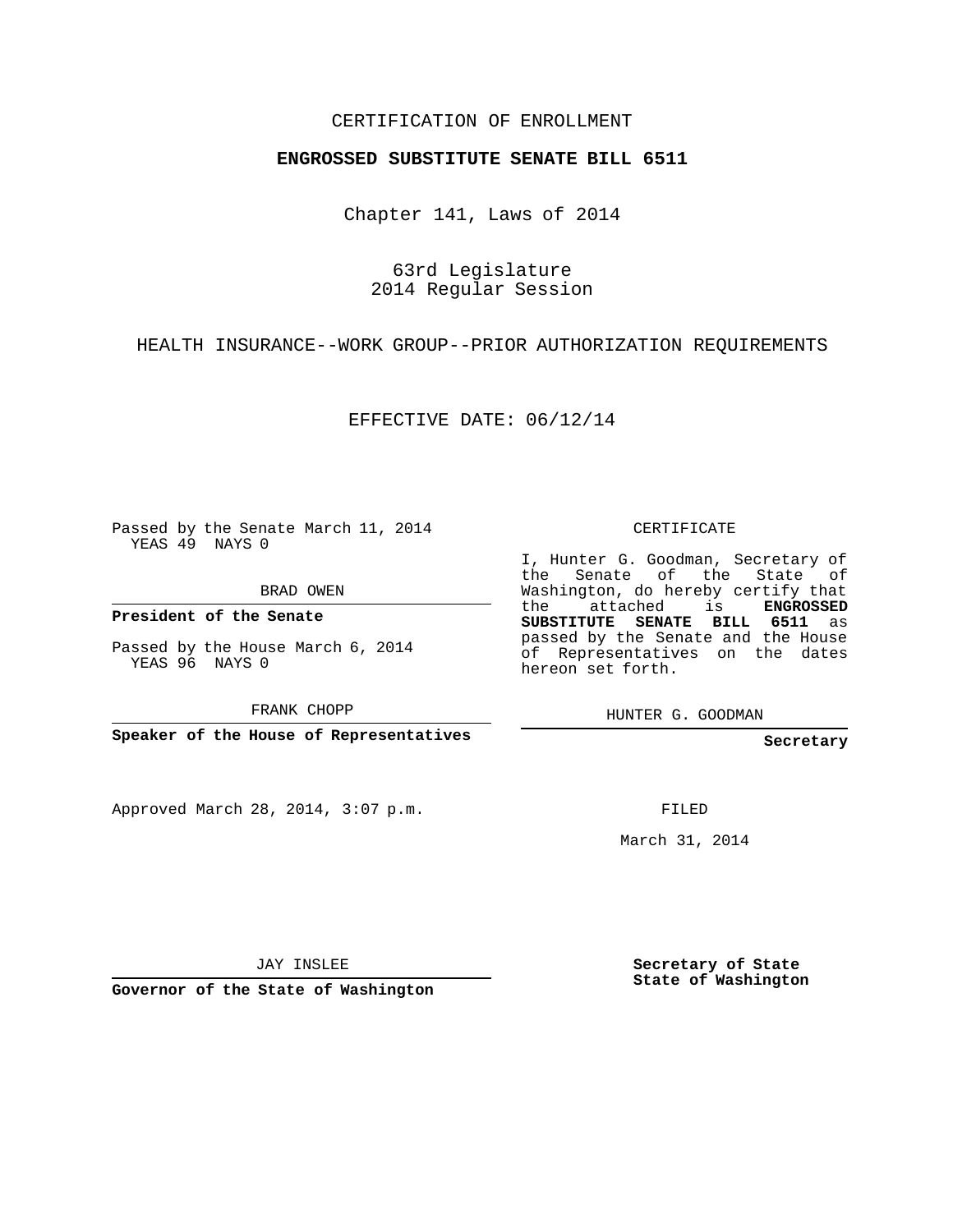CERTIFICATION OF ENROLLMENT

**ENGROSSED SUBSTITUTE SENATE BILL 6511**

Chapter 141, Laws of 2014

63rd Legislature
2014 Regular Session

HEALTH INSURANCE--WORK GROUP--PRIOR AUTHORIZATION REQUIREMENTS

EFFECTIVE DATE: 06/12/14

Passed by the Senate March 11, 2014
YEAS 49 NAYS 0

BRAD OWEN

**President of the Senate**

Passed by the House March 6, 2014
YEAS 96 NAYS 0

FRANK CHOPP

**Speaker of the House of Representatives**

Approved March 28, 2014, 3:07 p.m.

JAY INSLEE

**Governor of the State of Washington**

CERTIFICATE

I, Hunter G. Goodman, Secretary of the Senate of the State of Washington, do hereby certify that the attached is **ENGROSSED SUBSTITUTE SENATE BILL 6511** as passed by the Senate and the House of Representatives on the dates hereon set forth.

HUNTER G. GOODMAN

**Secretary**

FILED

March 31, 2014

**Secretary of State**
**State of Washington**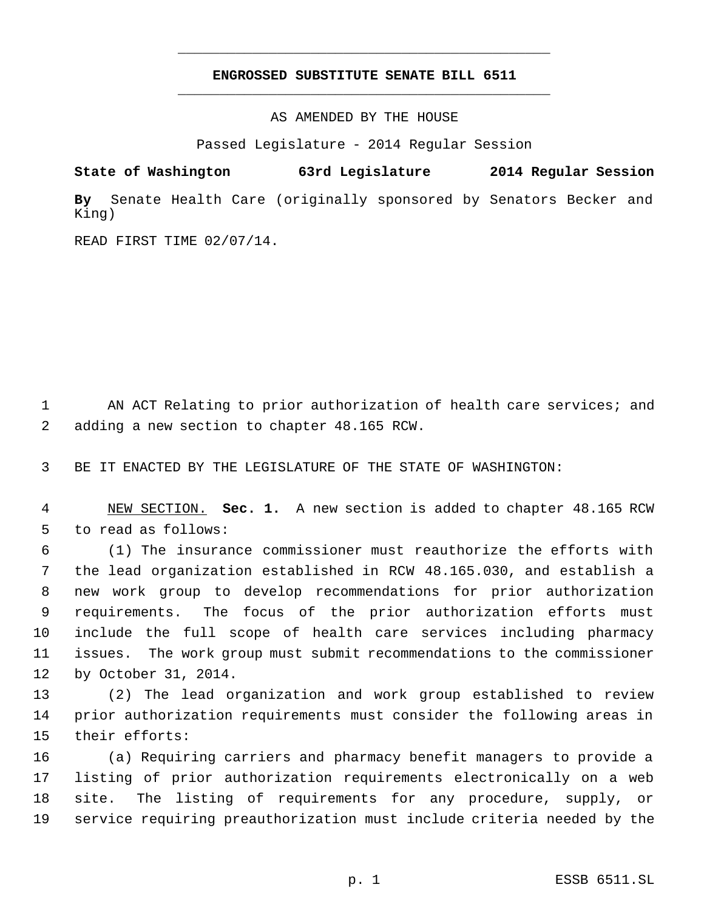# ENGROSSED SUBSTITUTE SENATE BILL 6511

AS AMENDED BY THE HOUSE

Passed Legislature - 2014 Regular Session

**State of Washington 63rd Legislature 2014 Regular Session**

**By** Senate Health Care (originally sponsored by Senators Becker and King)

READ FIRST TIME 02/07/14.

AN ACT Relating to prior authorization of health care services; and adding a new section to chapter 48.165 RCW.

BE IT ENACTED BY THE LEGISLATURE OF THE STATE OF WASHINGTON:

NEW SECTION. **Sec. 1.** A new section is added to chapter 48.165 RCW to read as follows:

(1) The insurance commissioner must reauthorize the efforts with the lead organization established in RCW 48.165.030, and establish a new work group to develop recommendations for prior authorization requirements. The focus of the prior authorization efforts must include the full scope of health care services including pharmacy issues. The work group must submit recommendations to the commissioner by October 31, 2014.

(2) The lead organization and work group established to review prior authorization requirements must consider the following areas in their efforts:

(a) Requiring carriers and pharmacy benefit managers to provide a listing of prior authorization requirements electronically on a web site. The listing of requirements for any procedure, supply, or service requiring preauthorization must include criteria needed by the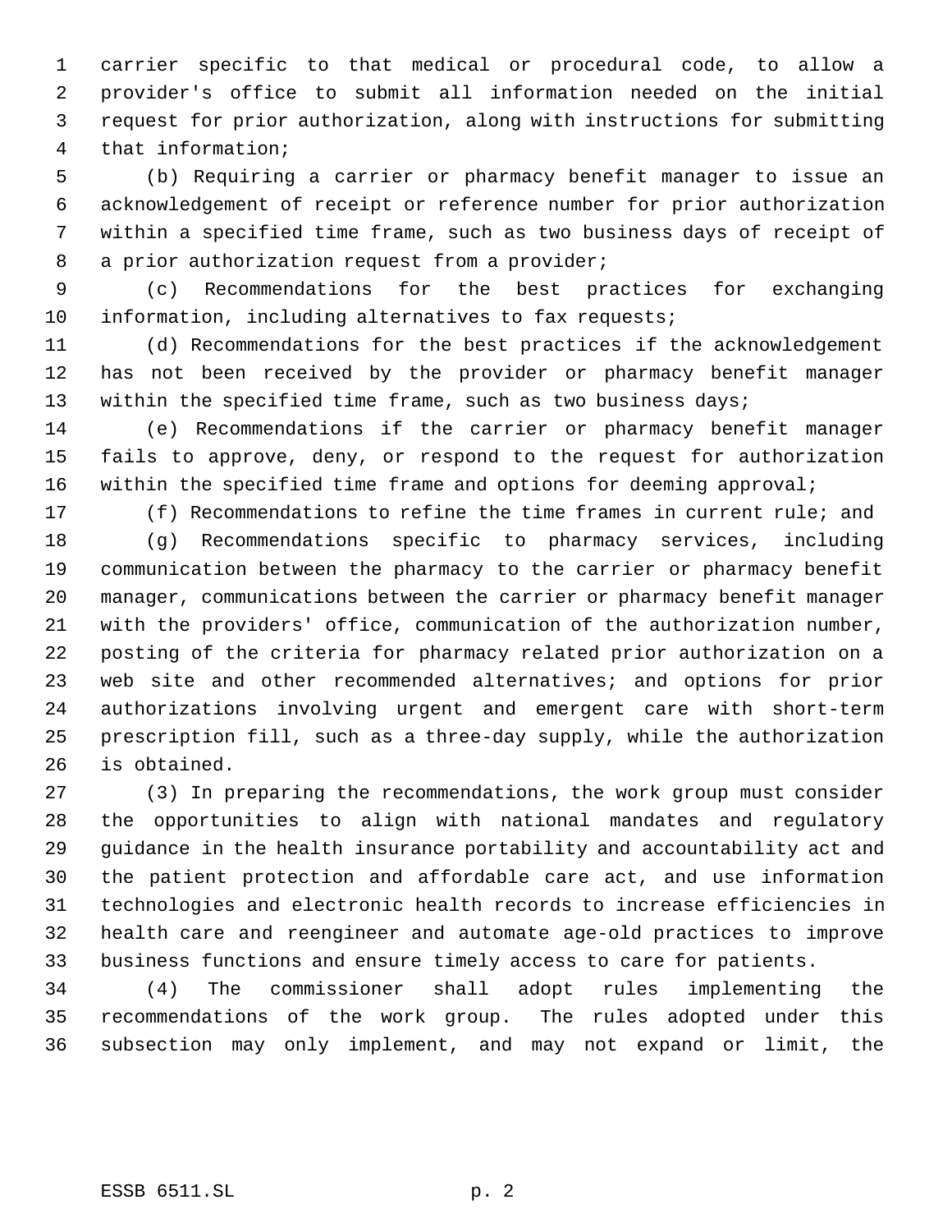carrier specific to that medical or procedural code, to allow a provider's office to submit all information needed on the initial request for prior authorization, along with instructions for submitting that information;

(b) Requiring a carrier or pharmacy benefit manager to issue an acknowledgement of receipt or reference number for prior authorization within a specified time frame, such as two business days of receipt of a prior authorization request from a provider;

(c) Recommendations for the best practices for exchanging information, including alternatives to fax requests;

(d) Recommendations for the best practices if the acknowledgement has not been received by the provider or pharmacy benefit manager within the specified time frame, such as two business days;

(e) Recommendations if the carrier or pharmacy benefit manager fails to approve, deny, or respond to the request for authorization within the specified time frame and options for deeming approval;

(f) Recommendations to refine the time frames in current rule; and

(g) Recommendations specific to pharmacy services, including communication between the pharmacy to the carrier or pharmacy benefit manager, communications between the carrier or pharmacy benefit manager with the providers' office, communication of the authorization number, posting of the criteria for pharmacy related prior authorization on a web site and other recommended alternatives; and options for prior authorizations involving urgent and emergent care with short-term prescription fill, such as a three-day supply, while the authorization is obtained.

(3) In preparing the recommendations, the work group must consider the opportunities to align with national mandates and regulatory guidance in the health insurance portability and accountability act and the patient protection and affordable care act, and use information technologies and electronic health records to increase efficiencies in health care and reengineer and automate age-old practices to improve business functions and ensure timely access to care for patients.

(4) The commissioner shall adopt rules implementing the recommendations of the work group. The rules adopted under this subsection may only implement, and may not expand or limit, the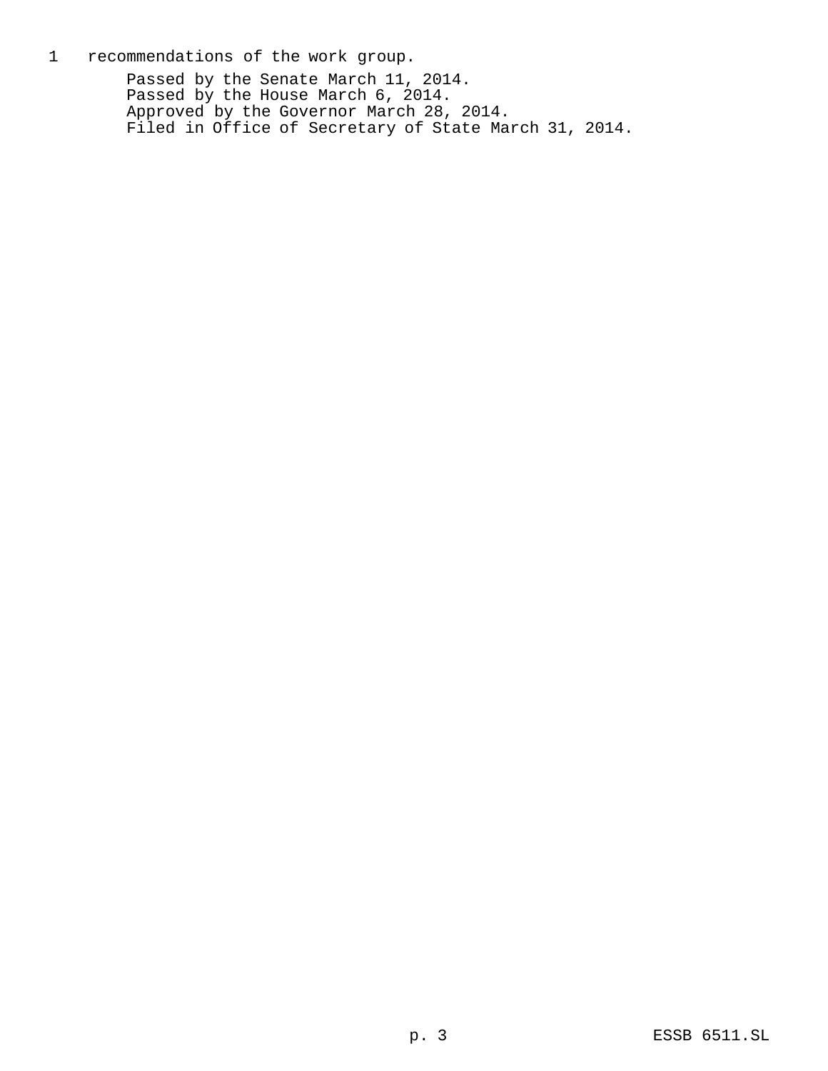recommendations of the work group.

Passed by the Senate March 11, 2014.
Passed by the House March 6, 2014.
Approved by the Governor March 28, 2014.
Filed in Office of Secretary of State March 31, 2014.